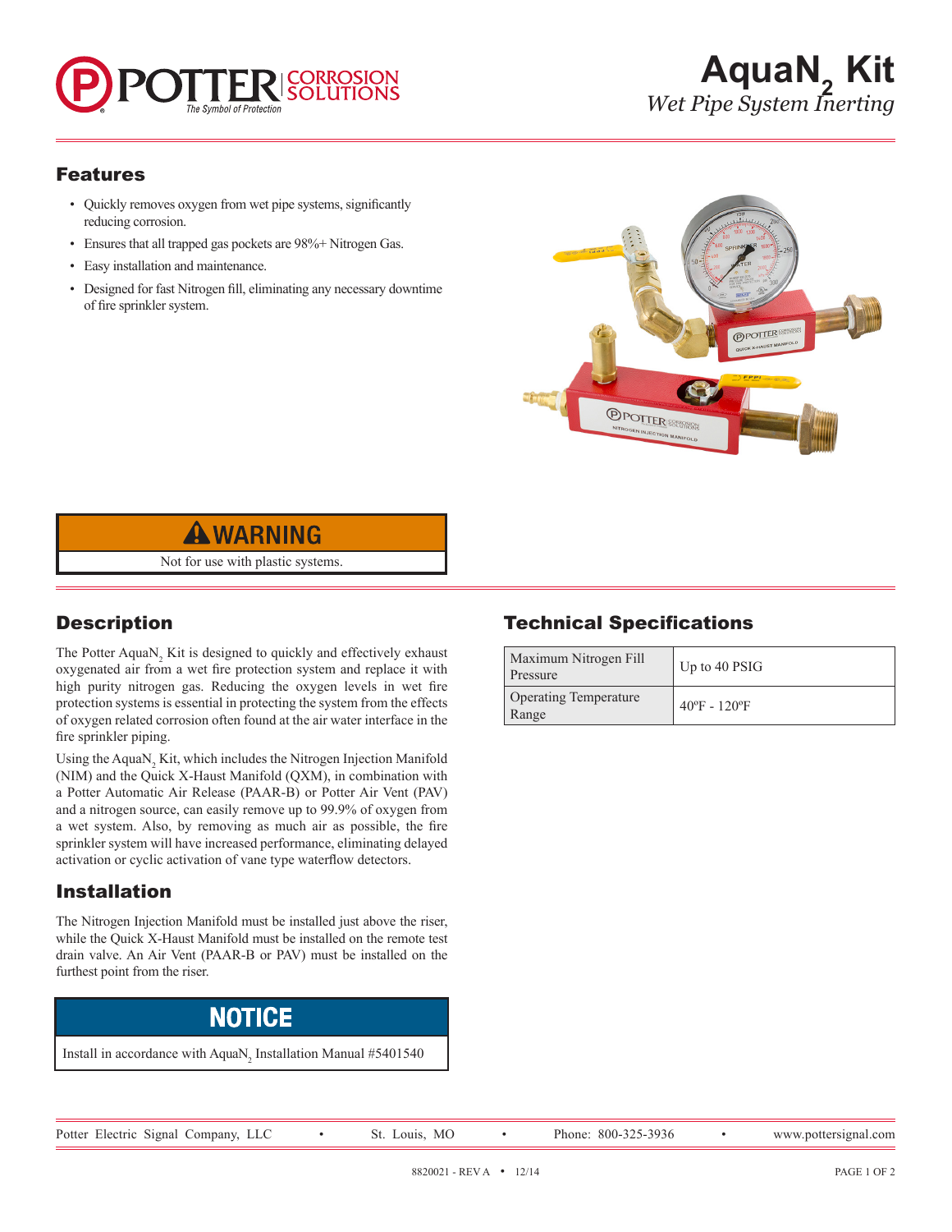# AquaN$_2$ Kit

*Wet Pipe System Inerting*

## Features

- Quickly removes oxygen from wet pipe systems, significantly reducing corrosion.
- Ensures that all trapped gas pockets are 98%+ Nitrogen Gas.
- Easy installation and maintenance.
- Designed for fast Nitrogen fill, eliminating any necessary downtime of fire sprinkler system.

**⚠ WARNING**

Not for use with plastic systems.

## Description

The Potter AquaN$_2$ Kit is designed to quickly and effectively exhaust oxygenated air from a wet fire protection system and replace it with high purity nitrogen gas. Reducing the oxygen levels in wet fire protection systems is essential in protecting the system from the effects of oxygen related corrosion often found at the air water interface in the fire sprinkler piping.

Using the AquaN$_2$ Kit, which includes the Nitrogen Injection Manifold (NIM) and the Quick X-Haust Manifold (QXM), in combination with a Potter Automatic Air Release (PAAR-B) or Potter Air Vent (PAV) and a nitrogen source, can easily remove up to 99.9% of oxygen from a wet system. Also, by removing as much air as possible, the fire sprinkler system will have increased performance, eliminating delayed activation or cyclic activation of vane type waterflow detectors.

## Installation

The Nitrogen Injection Manifold must be installed just above the riser, while the Quick X-Haust Manifold must be installed on the remote test drain valve. An Air Vent (PAAR-B or PAV) must be installed on the furthest point from the riser.

**NOTICE**

Install in accordance with AquaN$_2$ Installation Manual #5401540

## Technical Specifications

| | |
|---|---|
| Maximum Nitrogen Fill Pressure | Up to 40 PSIG |
| Operating Temperature Range | 40ºF - 120ºF |

Potter Electric Signal Company, LLC • St. Louis, MO • Phone: 800-325-3936 • www.pottersignal.com

8820021 - REV A • 12/14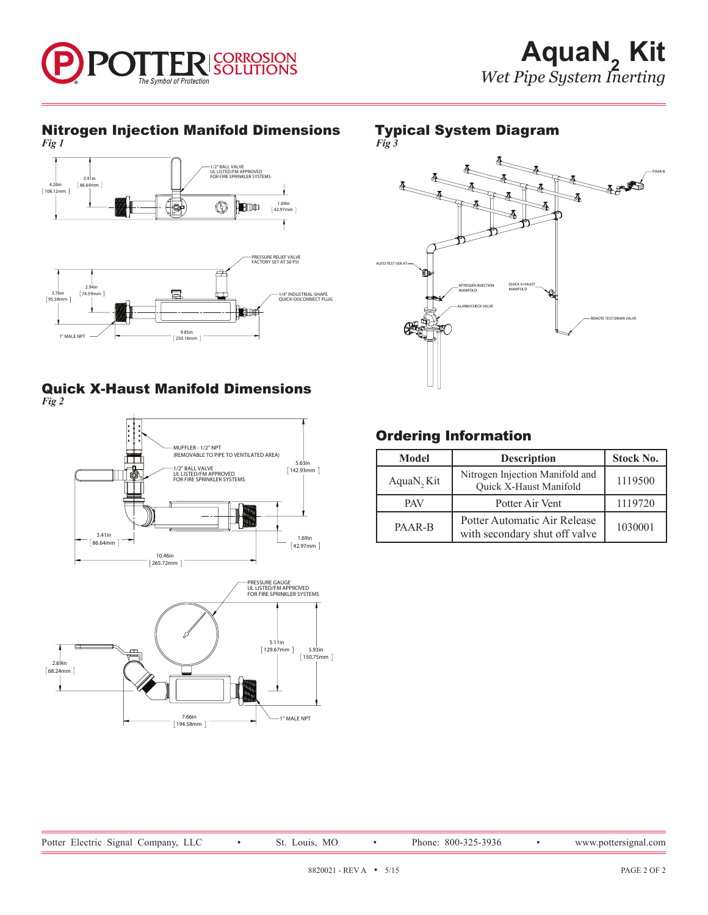# AquaN$_2$ Kit

*Wet Pipe System Inerting*

## Nitrogen Injection Manifold Dimensions

*Fig 1*

1/2" BALL VALVE
UL LISTED/FM APPROVED
FOR FIRE SPRINKLER SYSTEMS

3.41in
[ 86.64mm ]

4.26in
[ 108.12mm ]

1.69in
[ 42.97mm ]

PRESSURE RELIEF VALVE
FACTORY SET AT 50 PSI

2.94in
[ 74.59mm ]

3.76in
[ 95.58mm ]

1/4" INDUSTRIAL-SHAPE
QUICK-DISCONNECT PLUG

1" MALE NPT

9.85in
[ 250.16mm ]

## Quick X-Haust Manifold Dimensions

*Fig 2*

MUFFLER - 1/2" NPT
(REMOVABLE TO PIPE TO VENTILATED AREA)

1/2" BALL VALVE
UL LISTED/FM APPROVED
FOR FIRE SPRINKLER SYSTEMS

5.63in
[ 142.93mm ]

3.41in
[ 86.64mm ]

1.69in
[ 42.97mm ]

10.46in
[ 265.72mm ]

PRESSURE GAUGE
UL LISTED/FM APPROVED
FOR FIRE SPRINKLER SYSTEMS

5.11in
[ 129.67mm ]

5.93in
[ 150.75mm ]

2.69in
[ 68.24mm ]

1" MALE NPT

7.66in
[ 194.58mm ]

## Typical System Diagram

*Fig 3*

PAAR-B

AUTO-TEST VSR-AT

NITROGEN INJECTION MANIFOLD

QUICK X-HAUST MANIFOLD

ALARM/CHECK VALVE

REMOTE TEST/DRAIN VALVE

## Ordering Information

| Model | Description | Stock No. |
|---|---|---|
| AquaN$_2$ Kit | Nitrogen Injection Manifold and Quick X-Haust Manifold | 1119500 |
| PAV | Potter Air Vent | 1119720 |
| PAAR-B | Potter Automatic Air Release with secondary shut off valve | 1030001 |

Potter Electric Signal Company, LLC • St. Louis, MO • Phone: 800-325-3936 • www.pottersignal.com

8820021 - REV A • 5/15